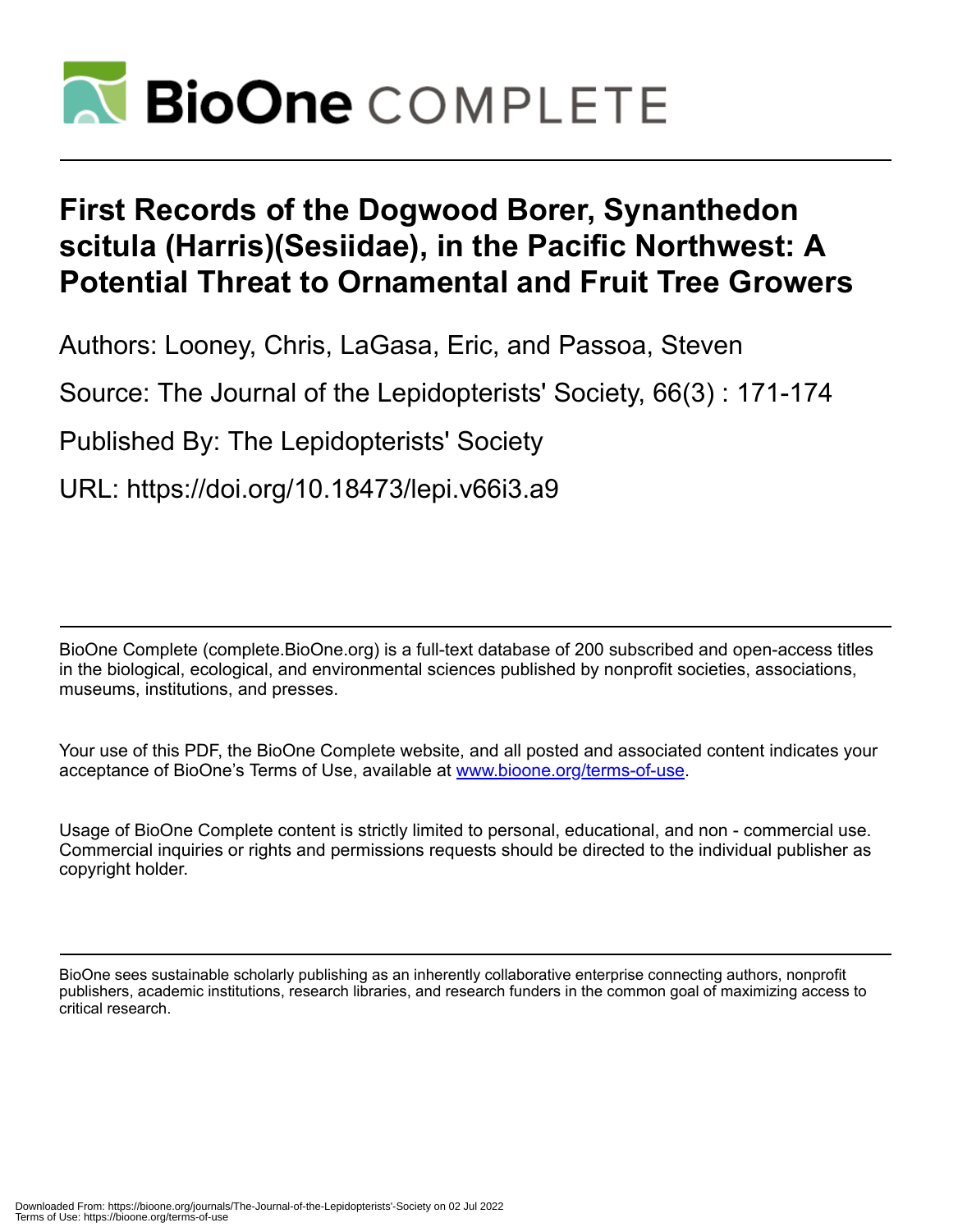# First Records of the Dogwood Borer, Synanthedon scitula (Harris)(Sesiidae), in the Pacific Northwest: A Potential Threat to Ornamental and Fruit Tree Growers

Authors: Looney, Chris, LaGasa, Eric, and Passoa, Steven

Source: The Journal of the Lepidopterists' Society, 66(3) : 171-174

Published By: The Lepidopterists' Society

URL: https://doi.org/10.18473/lepi.v66i3.a9

BioOne Complete (complete.BioOne.org) is a full-text database of 200 subscribed and open-access titles in the biological, ecological, and environmental sciences published by nonprofit societies, associations, museums, institutions, and presses.

Your use of this PDF, the BioOne Complete website, and all posted and associated content indicates your acceptance of BioOne's Terms of Use, available at www.bioone.org/terms-of-use.

Usage of BioOne Complete content is strictly limited to personal, educational, and non - commercial use. Commercial inquiries or rights and permissions requests should be directed to the individual publisher as copyright holder.

BioOne sees sustainable scholarly publishing as an inherently collaborative enterprise connecting authors, nonprofit publishers, academic institutions, research libraries, and research funders in the common goal of maximizing access to critical research.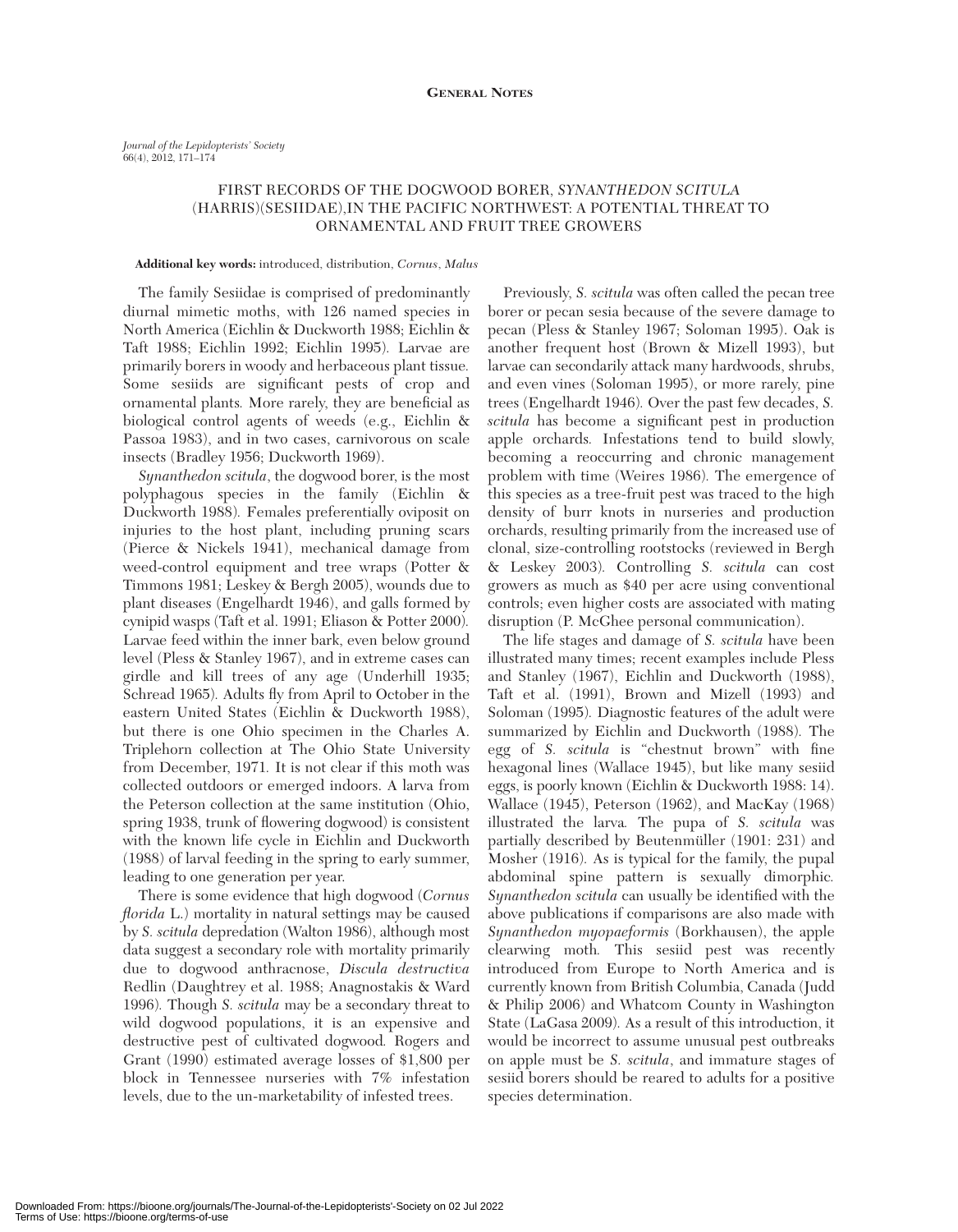**General Notes**

*Journal of the Lepidopterists' Society*
66(4), 2012, 171–174

# FIRST RECORDS OF THE DOGWOOD BORER, *SYNANTHEDON SCITULA* (HARRIS)(SESIIDAE),IN THE PACIFIC NORTHWEST: A POTENTIAL THREAT TO ORNAMENTAL AND FRUIT TREE GROWERS

**Additional key words:** introduced, distribution, *Cornus*, *Malus*

The family Sesiidae is comprised of predominantly diurnal mimetic moths, with 126 named species in North America (Eichlin & Duckworth 1988; Eichlin & Taft 1988; Eichlin 1992; Eichlin 1995). Larvae are primarily borers in woody and herbaceous plant tissue. Some sesiids are significant pests of crop and ornamental plants. More rarely, they are beneficial as biological control agents of weeds (e.g., Eichlin & Passoa 1983), and in two cases, carnivorous on scale insects (Bradley 1956; Duckworth 1969).

*Synanthedon scitula*, the dogwood borer, is the most polyphagous species in the family (Eichlin & Duckworth 1988). Females preferentially oviposit on injuries to the host plant, including pruning scars (Pierce & Nickels 1941), mechanical damage from weed-control equipment and tree wraps (Potter & Timmons 1981; Leskey & Bergh 2005), wounds due to plant diseases (Engelhardt 1946), and galls formed by cynipid wasps (Taft et al. 1991; Eliason & Potter 2000). Larvae feed within the inner bark, even below ground level (Pless & Stanley 1967), and in extreme cases can girdle and kill trees of any age (Underhill 1935; Schread 1965). Adults fly from April to October in the eastern United States (Eichlin & Duckworth 1988), but there is one Ohio specimen in the Charles A. Triplehorn collection at The Ohio State University from December, 1971. It is not clear if this moth was collected outdoors or emerged indoors. A larva from the Peterson collection at the same institution (Ohio, spring 1938, trunk of flowering dogwood) is consistent with the known life cycle in Eichlin and Duckworth (1988) of larval feeding in the spring to early summer, leading to one generation per year.

There is some evidence that high dogwood (*Cornus florida* L.) mortality in natural settings may be caused by *S. scitula* depredation (Walton 1986), although most data suggest a secondary role with mortality primarily due to dogwood anthracnose, *Discula destructiva* Redlin (Daughtrey et al. 1988; Anagnostakis & Ward 1996). Though *S. scitula* may be a secondary threat to wild dogwood populations, it is an expensive and destructive pest of cultivated dogwood. Rogers and Grant (1990) estimated average losses of $1,800 per block in Tennessee nurseries with 7% infestation levels, due to the un-marketability of infested trees.

Previously, *S. scitula* was often called the pecan tree borer or pecan sesia because of the severe damage to pecan (Pless & Stanley 1967; Soloman 1995). Oak is another frequent host (Brown & Mizell 1993), but larvae can secondarily attack many hardwoods, shrubs, and even vines (Soloman 1995), or more rarely, pine trees (Engelhardt 1946). Over the past few decades, *S. scitula* has become a significant pest in production apple orchards. Infestations tend to build slowly, becoming a reoccurring and chronic management problem with time (Weires 1986). The emergence of this species as a tree-fruit pest was traced to the high density of burr knots in nurseries and production orchards, resulting primarily from the increased use of clonal, size-controlling rootstocks (reviewed in Bergh & Leskey 2003). Controlling *S. scitula* can cost growers as much as $40 per acre using conventional controls; even higher costs are associated with mating disruption (P. McGhee personal communication).

The life stages and damage of *S. scitula* have been illustrated many times; recent examples include Pless and Stanley (1967), Eichlin and Duckworth (1988), Taft et al. (1991), Brown and Mizell (1993) and Soloman (1995). Diagnostic features of the adult were summarized by Eichlin and Duckworth (1988). The egg of *S. scitula* is "chestnut brown" with fine hexagonal lines (Wallace 1945), but like many sesiid eggs, is poorly known (Eichlin & Duckworth 1988: 14). Wallace (1945), Peterson (1962), and MacKay (1968) illustrated the larva. The pupa of *S. scitula* was partially described by Beutenmüller (1901: 231) and Mosher (1916). As is typical for the family, the pupal abdominal spine pattern is sexually dimorphic. *Synanthedon scitula* can usually be identified with the above publications if comparisons are also made with *Synanthedon myopaeformis* (Borkhausen), the apple clearwing moth. This sesiid pest was recently introduced from Europe to North America and is currently known from British Columbia, Canada (Judd & Philip 2006) and Whatcom County in Washington State (LaGasa 2009). As a result of this introduction, it would be incorrect to assume unusual pest outbreaks on apple must be *S. scitula*, and immature stages of sesiid borers should be reared to adults for a positive species determination.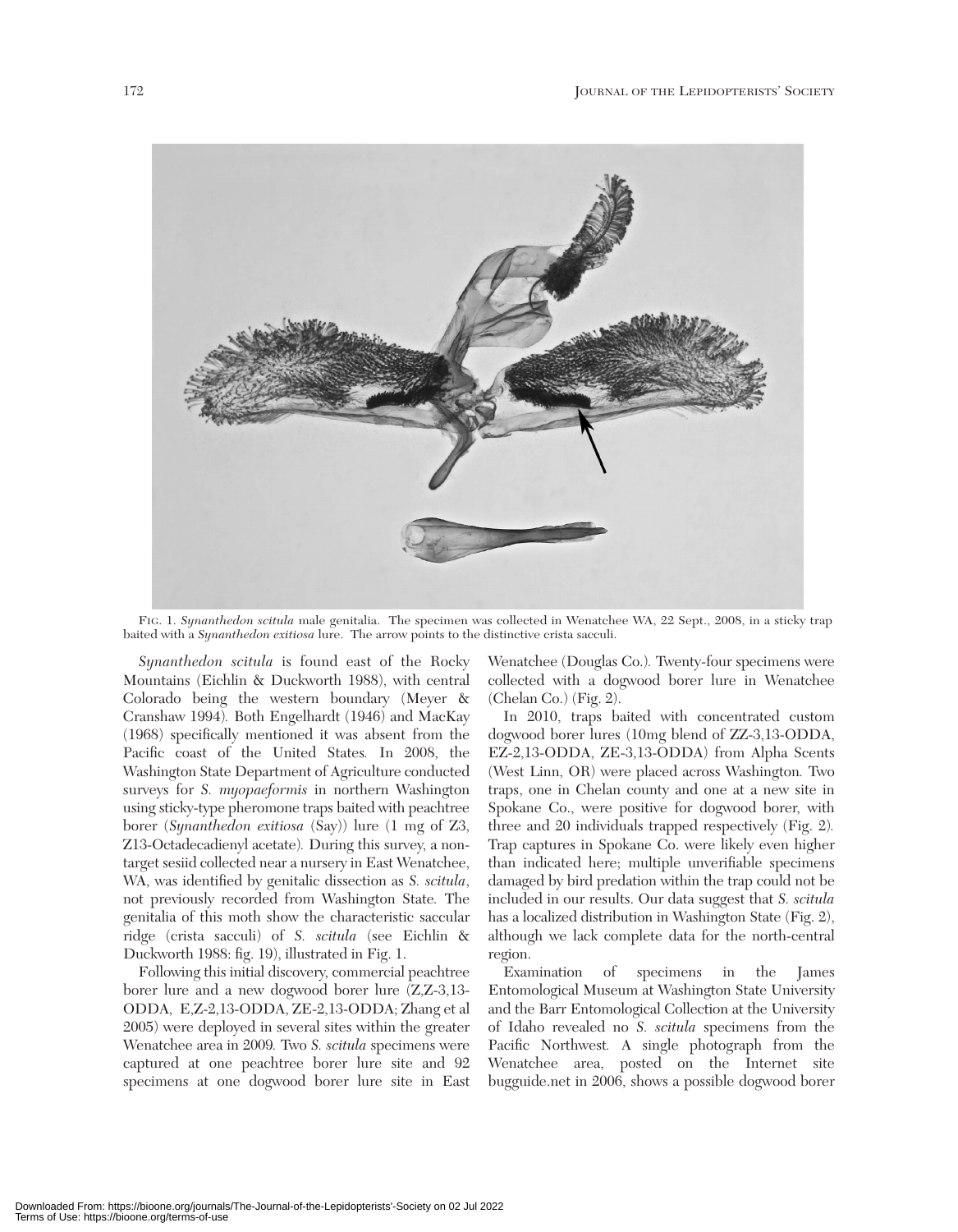FIG. 1. *Synanthedon scitula* male genitalia. The specimen was collected in Wenatchee WA, 22 Sept., 2008, in a sticky trap baited with a *Synanthedon exitiosa* lure. The arrow points to the distinctive crista sacculi.

*Synanthedon scitula* is found east of the Rocky Mountains (Eichlin & Duckworth 1988), with central Colorado being the western boundary (Meyer & Cranshaw 1994). Both Engelhardt (1946) and MacKay (1968) specifically mentioned it was absent from the Pacific coast of the United States. In 2008, the Washington State Department of Agriculture conducted surveys for *S. myopaeformis* in northern Washington using sticky-type pheromone traps baited with peachtree borer (*Synanthedon exitiosa* (Say)) lure (1 mg of Z3, Z13-Octadecadienyl acetate). During this survey, a non-target sesiid collected near a nursery in East Wenatchee, WA, was identified by genitalic dissection as *S. scitula*, not previously recorded from Washington State. The genitalia of this moth show the characteristic saccular ridge (crista sacculi) of *S. scitula* (see Eichlin & Duckworth 1988: fig. 19), illustrated in Fig. 1.

Following this initial discovery, commercial peachtree borer lure and a new dogwood borer lure (Z,Z-3,13-ODDA, E,Z-2,13-ODDA, ZE-2,13-ODDA; Zhang et al 2005) were deployed in several sites within the greater Wenatchee area in 2009. Two *S. scitula* specimens were captured at one peachtree borer lure site and 92 specimens at one dogwood borer lure site in East Wenatchee (Douglas Co.). Twenty-four specimens were collected with a dogwood borer lure in Wenatchee (Chelan Co.) (Fig. 2).

In 2010, traps baited with concentrated custom dogwood borer lures (10mg blend of ZZ-3,13-ODDA, EZ-2,13-ODDA, ZE-3,13-ODDA) from Alpha Scents (West Linn, OR) were placed across Washington. Two traps, one in Chelan county and one at a new site in Spokane Co., were positive for dogwood borer, with three and 20 individuals trapped respectively (Fig. 2). Trap captures in Spokane Co. were likely even higher than indicated here; multiple unverifiable specimens damaged by bird predation within the trap could not be included in our results. Our data suggest that *S. scitula* has a localized distribution in Washington State (Fig. 2), although we lack complete data for the north-central region.

Examination of specimens in the James Entomological Museum at Washington State University and the Barr Entomological Collection at the University of Idaho revealed no *S. scitula* specimens from the Pacific Northwest. A single photograph from the Wenatchee area, posted on the Internet site bugguide.net in 2006, shows a possible dogwood borer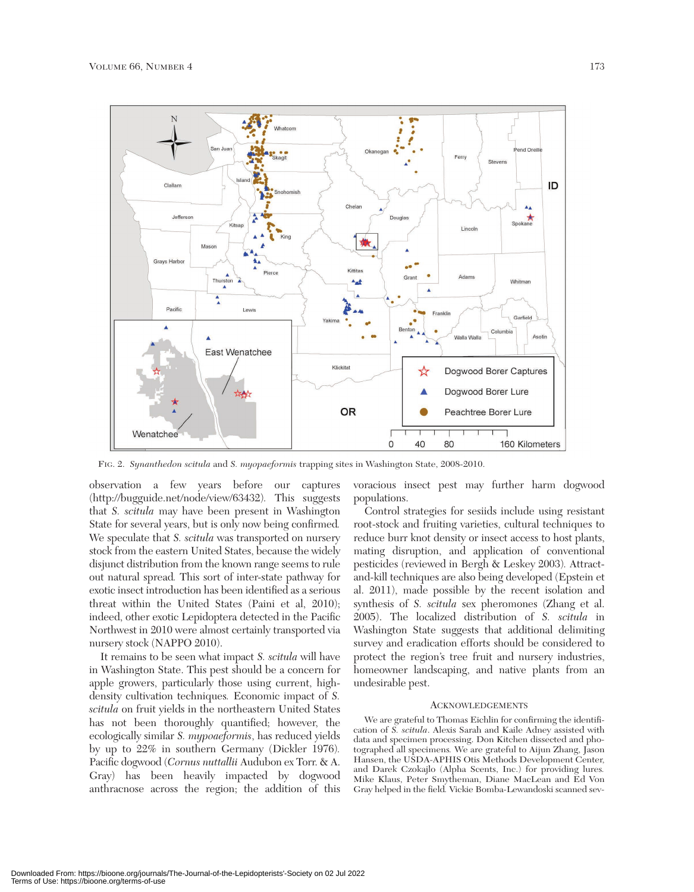FIG. 2. *Synanthedon scitula* and *S. myopaeformis* trapping sites in Washington State, 2008-2010.

observation a few years before our captures (http://bugguide.net/node/view/63432). This suggests that *S. scitula* may have been present in Washington State for several years, but is only now being confirmed. We speculate that *S. scitula* was transported on nursery stock from the eastern United States, because the widely disjunct distribution from the known range seems to rule out natural spread. This sort of inter-state pathway for exotic insect introduction has been identified as a serious threat within the United States (Paini et al, 2010); indeed, other exotic Lepidoptera detected in the Pacific Northwest in 2010 were almost certainly transported via nursery stock (NAPPO 2010).

It remains to be seen what impact *S. scitula* will have in Washington State. This pest should be a concern for apple growers, particularly those using current, high-density cultivation techniques. Economic impact of *S. scitula* on fruit yields in the northeastern United States has not been thoroughly quantified; however, the ecologically similar *S. mypoaeformis*, has reduced yields by up to 22% in southern Germany (Dickler 1976). Pacific dogwood (*Cornus nuttallii* Audubon ex Torr. & A. Gray) has been heavily impacted by dogwood anthracnose across the region; the addition of this voracious insect pest may further harm dogwood populations.

Control strategies for sesiids include using resistant root-stock and fruiting varieties, cultural techniques to reduce burr knot density or insect access to host plants, mating disruption, and application of conventional pesticides (reviewed in Bergh & Leskey 2003). Attract-and-kill techniques are also being developed (Epstein et al. 2011), made possible by the recent isolation and synthesis of *S. scitula* sex pheromones (Zhang et al. 2005). The localized distribution of *S. scitula* in Washington State suggests that additional delimiting survey and eradication efforts should be considered to protect the region's tree fruit and nursery industries, homeowner landscaping, and native plants from an undesirable pest.

## ACKNOWLEDGEMENTS

We are grateful to Thomas Eichlin for confirming the identification of *S. scitula*. Alexis Sarah and Kaile Adney assisted with data and specimen processing. Don Kitchen dissected and photographed all specimens. We are grateful to Aijun Zhang, Jason Hansen, the USDA-APHIS Otis Methods Development Center, and Darek Czokajlo (Alpha Scents, Inc.) for providing lures. Mike Klaus, Peter Smytheman, Diane MacLean and Ed Von Gray helped in the field. Vickie Bomba-Lewandoski scanned sev-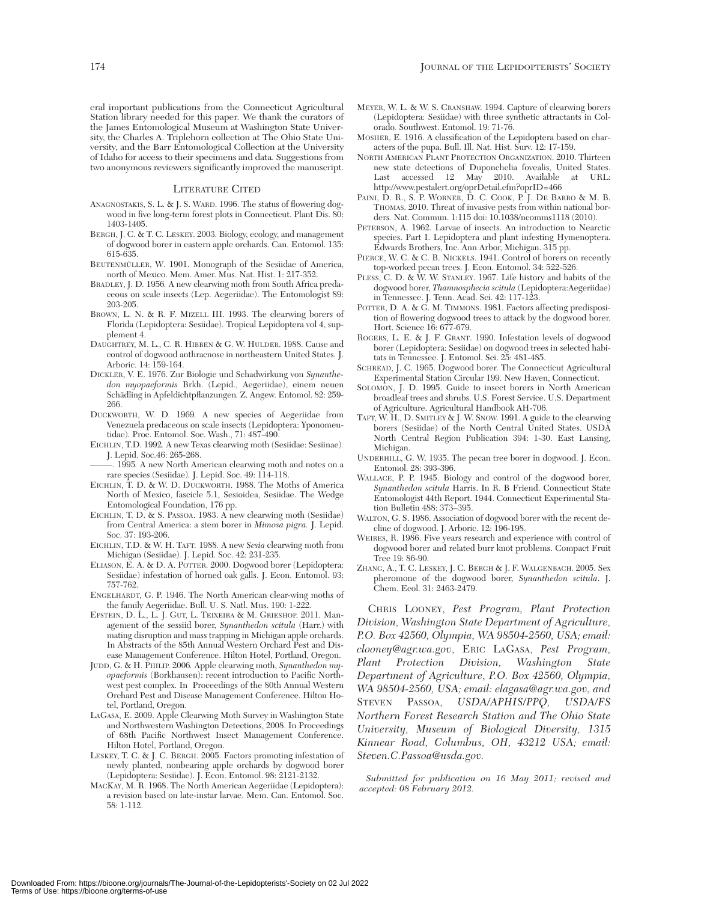eral important publications from the Connecticut Agricultural Station library needed for this paper. We thank the curators of the James Entomological Museum at Washington State University, the Charles A. Triplehorn collection at The Ohio State University, and the Barr Entomological Collection at the University of Idaho for access to their specimens and data. Suggestions from two anonymous reviewers significantly improved the manuscript.

## LITERATURE CITED

ANAGNOSTAKIS, S. L. & J. S. WARD. 1996. The status of flowering dogwood in five long-term forest plots in Connecticut. Plant Dis. 80: 1403-1405.

BERGH, J. C. & T. C. LESKEY. 2003. Biology, ecology, and management of dogwood borer in eastern apple orchards. Can. Entomol. 135: 615-635.

BEUTENMÜLLER, W. 1901. Monograph of the Sesiidae of America, north of Mexico. Mem. Amer. Mus. Nat. Hist. 1: 217-352.

BRADLEY, J. D. 1956. A new clearwing moth from South Africa predaceous on scale insects (Lep. Aegeriidae). The Entomologist 89: 203-205.

BROWN, L. N. & R. F. MIZELL III. 1993. The clearwing borers of Florida (Lepidoptera: Sesiidae). Tropical Lepidoptera vol 4, supplement 4.

DAUGHTREY, M. L., C. R. HIBBEN & G. W. HULDER. 1988. Cause and control of dogwood anthracnose in northeastern United States. J. Arboric. 14: 159-164.

DICKLER, V. E. 1976. Zur Biologie und Schadwirkung von *Synanthedon myopaeformis* Brkh. (Lepid., Aegeriidae), einem neuen Schädling in Apfeldichtpflanzungen. Z. Angew. Entomol. 82: 259-266.

DUCKWORTH, W. D. 1969. A new species of Aegeriidae from Venezuela predaceous on scale insects (Lepidoptera: Yponomeutidae). Proc. Entomol. Soc. Wash., 71: 487-490.

EICHLIN, T.D. 1992. A new Texas clearwing moth (Sesiidae: Sesiinae). J. Lepid. Soc.46: 265-268.

———. 1995. A new North American clearwing moth and notes on a rare species (Sesiidae). J. Lepid. Soc. 49: 114-118.

EICHLIN, T. D. & W. D. DUCKWORTH. 1988. The Moths of America North of Mexico, fascicle 5.1, Sesioidea, Sesiidae. The Wedge Entomological Foundation, 176 pp.

EICHLIN, T. D. & S. PASSOA. 1983. A new clearwing moth (Sesiidae) from Central America: a stem borer in *Mimosa pigra*. J. Lepid. Soc. 37: 193-206.

EICHLIN, T.D. & W. H. TAFT. 1988. A new *Sesia* clearwing moth from Michigan (Sesiidae). J. Lepid. Soc. 42: 231-235.

ELIASON, E. A. & D. A. POTTER. 2000. Dogwood borer (Lepidoptera: Sesiidae) infestation of horned oak galls. J. Econ. Entomol. 93: 757-762.

ENGELHARDT, G. P. 1946. The North American clear-wing moths of the family Aegeriidae. Bull. U. S. Natl. Mus. 190: 1-222.

EPSTEIN, D. L., L. J. GUT, L. TEIXEIRA & M. GRIESHOP. 2011. Management of the sessiid borer, *Synanthedon scitula* (Harr.) with mating disruption and mass trapping in Michigan apple orchards. In Abstracts of the 85th Annual Western Orchard Pest and Disease Management Conference. Hilton Hotel, Portland, Oregon.

JUDD, G. & H. PHILIP. 2006. Apple clearwing moth, *Synanthedon myopaeformis* (Borkhausen): recent introduction to Pacific Northwest pest complex. In Proceedings of the 80th Annual Western Orchard Pest and Disease Management Conference. Hilton Hotel, Portland, Oregon.

LAGASA, E. 2009. Apple Clearwing Moth Survey in Washington State and Northwestern Washington Detections, 2008. In Proceedings of 68th Pacific Northwest Insect Management Conference. Hilton Hotel, Portland, Oregon.

LESKEY, T. C. & J. C. BERGH. 2005. Factors promoting infestation of newly planted, nonbearing apple orchards by dogwood borer (Lepidoptera: Sesiidae). J. Econ. Entomol. 98: 2121-2132.

MACKAY, M. R. 1968. The North American Aegeriidae (Lepidoptera): a revision based on late-instar larvae. Mem. Can. Entomol. Soc. 58: 1-112.

MEYER, W. L. & W. S. CRANSHAW. 1994. Capture of clearwing borers (Lepidoptera: Sesiidae) with three synthetic attractants in Colorado. Southwest. Entomol. 19: 71-76.

MOSHER, E. 1916. A classification of the Lepidoptera based on characters of the pupa. Bull. Ill. Nat. Hist. Surv. 12: 17-159.

NORTH AMERICAN PLANT PROTECTION ORGANIZATION. 2010. Thirteen new state detections of Duponchelia fovealis, United States. Last accessed 12 May 2010. Available at URL: http://www.pestalert.org/oprDetail.cfm?oprID=466

PAINI, D. R., S. P. WORNER, D. C. COOK, P. J. DE BARRO & M. B. THOMAS. 2010. Threat of invasive pests from within national borders. Nat. Commun. 1:115 doi: 10.1038/ncomms1118 (2010).

PETERSON, A. 1962. Larvae of insects. An introduction to Nearctic species. Part I. Lepidoptera and plant infesting Hymenoptera. Edwards Brothers, Inc. Ann Arbor, Michigan. 315 pp.

PIERCE, W. C. & C. B. NICKELS. 1941. Control of borers on recently top-worked pecan trees. J. Econ. Entomol. 34: 522-526.

PLESS, C. D. & W. W. STANLEY. 1967. Life history and habits of the dogwood borer, *Thamnosphecia scitula* (Lepidoptera:Aegeriidae) in Tennessee. J. Tenn. Acad. Sci. 42: 117-123.

POTTER, D. A. & G. M. TIMMONS. 1981. Factors affecting predisposition of flowering dogwood trees to attack by the dogwood borer. Hort. Science 16: 677-679.

ROGERS, L. E. & J. F. GRANT. 1990. Infestation levels of dogwood borer (Lepidoptera: Sesiidae) on dogwood trees in selected habitats in Tennessee. J. Entomol. Sci. 25: 481-485.

SCHREAD, J. C. 1965. Dogwood borer. The Connecticut Agricultural Experimental Station Circular 199. New Haven, Connecticut.

SOLOMON, J. D. 1995. Guide to insect borers in North American broadleaf trees and shrubs. U.S. Forest Service. U.S. Department of Agriculture. Agricultural Handbook AH-706.

TAFT, W. H., D. SMITLEY & J. W. SNOW. 1991. A guide to the clearwing borers (Sesiidae) of the North Central United States. USDA North Central Region Publication 394: 1-30. East Lansing, Michigan.

UNDERHILL, G. W. 1935. The pecan tree borer in dogwood. J. Econ. Entomol. 28: 393-396.

WALLACE, P. P. 1945. Biology and control of the dogwood borer, *Synanthedon scitula* Harris. In R. B Friend. Connecticut State Entomologist 44th Report. 1944. Connecticut Experimental Station Bulletin 488: 373–395.

WALTON, G. S. 1986. Association of dogwood borer with the recent decline of dogwood. J. Arboric. 12: 196-198.

WEIRES, R. 1986. Five years research and experience with control of dogwood borer and related burr knot problems. Compact Fruit Tree 19: 86-90.

ZHANG, A., T. C. LESKEY, J. C. BERGH & J. F. WALGENBACH. 2005. Sex pheromone of the dogwood borer, *Synanthedon scitula*. J. Chem. Ecol. 31: 2463-2479.

CHRIS LOONEY, *Pest Program, Plant Protection Division, Washington State Department of Agriculture, P.O. Box 42560, Olympia, WA 98504-2560, USA; email: clooney@agr.wa.gov*, ERIC LAGASA, *Pest Program, Plant Protection Division, Washington State Department of Agriculture, P.O. Box 42560, Olympia, WA 98504-2560, USA; email: elagasa@agr.wa.gov, and* STEVEN PASSOA, *USDA/APHIS/PPQ, USDA/FS Northern Forest Research Station and The Ohio State University, Museum of Biological Diversity, 1315 Kinnear Road, Columbus, OH, 43212 USA; email: Steven.C.Passoa@usda.gov.*

*Submitted for publication on 16 May 2011; revised and accepted: 08 February 2012.*